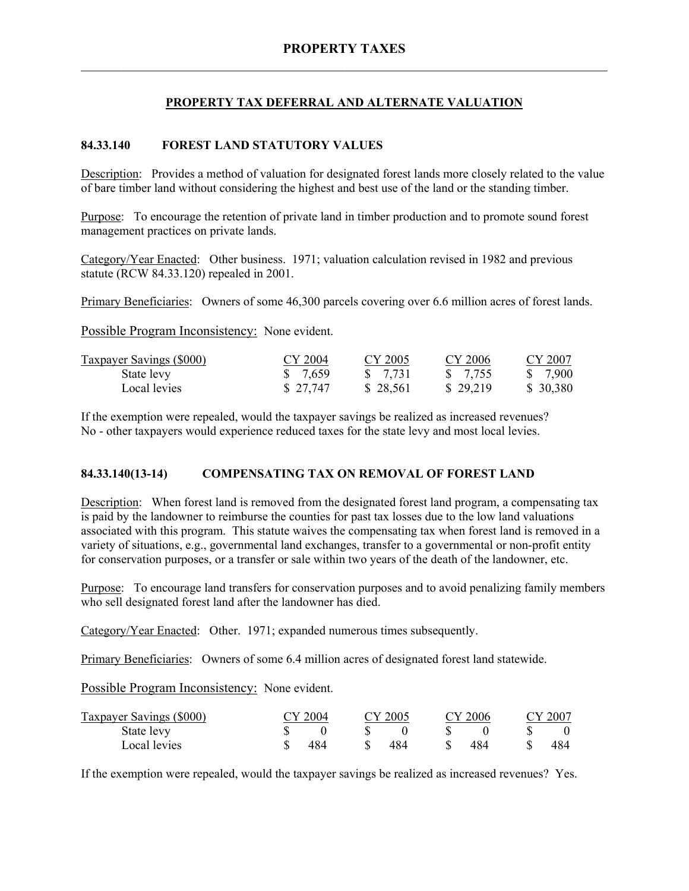# PROPERTY TAXES

## PROPERTY TAX DEFERRAL AND ALTERNATE VALUATION

### 84.33.140 FOREST LAND STATUTORY VALUES

Description: Provides a method of valuation for designated forest lands more closely related to the value of bare timber land without considering the highest and best use of the land or the standing timber.

Purpose: To encourage the retention of private land in timber production and to promote sound forest management practices on private lands.

Category/Year Enacted: Other business. 1971; valuation calculation revised in 1982 and previous statute (RCW 84.33.120) repealed in 2001.

Primary Beneficiaries: Owners of some 46,300 parcels covering over 6.6 million acres of forest lands.

Possible Program Inconsistency: None evident.

| Taxpayer Savings ($000) | CY 2004 | CY 2005 | CY 2006 | CY 2007 |
|---|---|---|---|---|
| State levy | $ 7,659 | $ 7,731 | $ 7,755 | $ 7,900 |
| Local levies | $ 27,747 | $ 28,561 | $ 29,219 | $ 30,380 |

If the exemption were repealed, would the taxpayer savings be realized as increased revenues? No - other taxpayers would experience reduced taxes for the state levy and most local levies.

### 84.33.140(13-14) COMPENSATING TAX ON REMOVAL OF FOREST LAND

Description: When forest land is removed from the designated forest land program, a compensating tax is paid by the landowner to reimburse the counties for past tax losses due to the low land valuations associated with this program. This statute waives the compensating tax when forest land is removed in a variety of situations, e.g., governmental land exchanges, transfer to a governmental or non-profit entity for conservation purposes, or a transfer or sale within two years of the death of the landowner, etc.

Purpose: To encourage land transfers for conservation purposes and to avoid penalizing family members who sell designated forest land after the landowner has died.

Category/Year Enacted: Other. 1971; expanded numerous times subsequently.

Primary Beneficiaries: Owners of some 6.4 million acres of designated forest land statewide.

Possible Program Inconsistency: None evident.

| Taxpayer Savings ($000) | CY 2004 | CY 2005 | CY 2006 | CY 2007 |
|---|---|---|---|---|
| State levy | $ 0 | $ 0 | $ 0 | $ 0 |
| Local levies | $ 484 | $ 484 | $ 484 | $ 484 |

If the exemption were repealed, would the taxpayer savings be realized as increased revenues? Yes.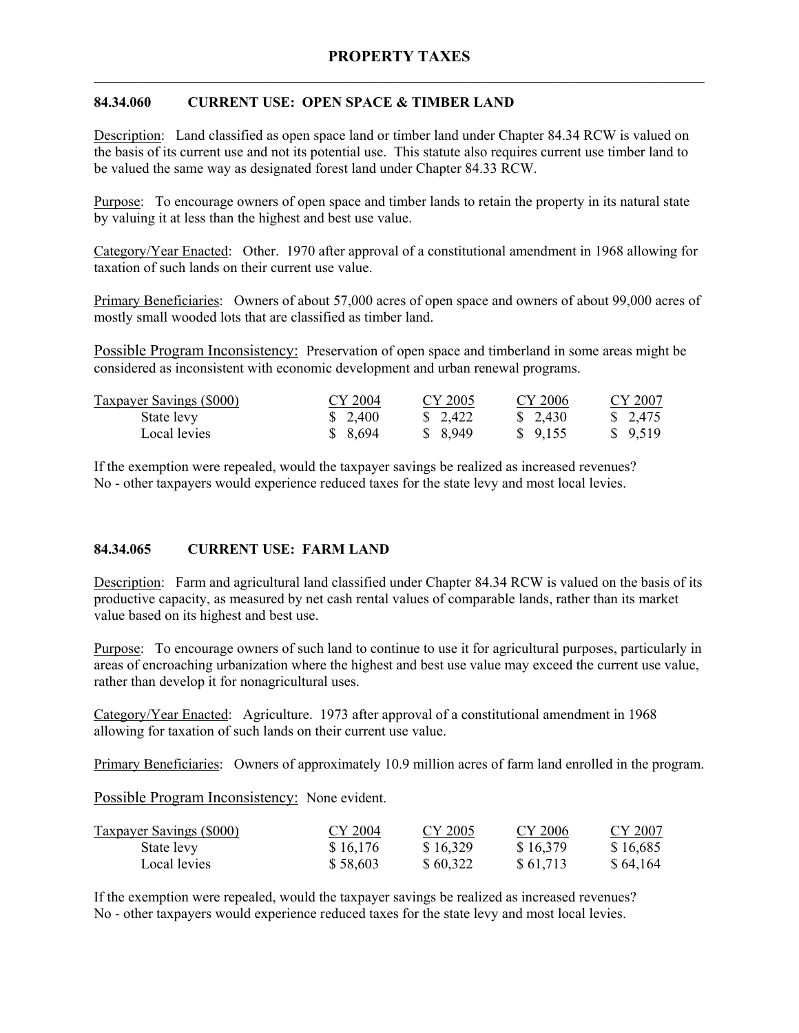## PROPERTY TAXES

### 84.34.060 CURRENT USE: OPEN SPACE & TIMBER LAND

Description: Land classified as open space land or timber land under Chapter 84.34 RCW is valued on the basis of its current use and not its potential use. This statute also requires current use timber land to be valued the same way as designated forest land under Chapter 84.33 RCW.

Purpose: To encourage owners of open space and timber lands to retain the property in its natural state by valuing it at less than the highest and best use value.

Category/Year Enacted: Other. 1970 after approval of a constitutional amendment in 1968 allowing for taxation of such lands on their current use value.

Primary Beneficiaries: Owners of about 57,000 acres of open space and owners of about 99,000 acres of mostly small wooded lots that are classified as timber land.

Possible Program Inconsistency: Preservation of open space and timberland in some areas might be considered as inconsistent with economic development and urban renewal programs.

| Taxpayer Savings ($000) | CY 2004 | CY 2005 | CY 2006 | CY 2007 |
|---|---|---|---|---|
| State levy | $ 2,400 | $ 2,422 | $ 2,430 | $ 2,475 |
| Local levies | $ 8,694 | $ 8,949 | $ 9,155 | $ 9,519 |

If the exemption were repealed, would the taxpayer savings be realized as increased revenues?
No - other taxpayers would experience reduced taxes for the state levy and most local levies.

### 84.34.065 CURRENT USE: FARM LAND

Description: Farm and agricultural land classified under Chapter 84.34 RCW is valued on the basis of its productive capacity, as measured by net cash rental values of comparable lands, rather than its market value based on its highest and best use.

Purpose: To encourage owners of such land to continue to use it for agricultural purposes, particularly in areas of encroaching urbanization where the highest and best use value may exceed the current use value, rather than develop it for nonagricultural uses.

Category/Year Enacted: Agriculture. 1973 after approval of a constitutional amendment in 1968 allowing for taxation of such lands on their current use value.

Primary Beneficiaries: Owners of approximately 10.9 million acres of farm land enrolled in the program.

Possible Program Inconsistency: None evident.

| Taxpayer Savings ($000) | CY 2004 | CY 2005 | CY 2006 | CY 2007 |
|---|---|---|---|---|
| State levy | $ 16,176 | $ 16,329 | $ 16,379 | $ 16,685 |
| Local levies | $ 58,603 | $ 60,322 | $ 61,713 | $ 64,164 |

If the exemption were repealed, would the taxpayer savings be realized as increased revenues?
No - other taxpayers would experience reduced taxes for the state levy and most local levies.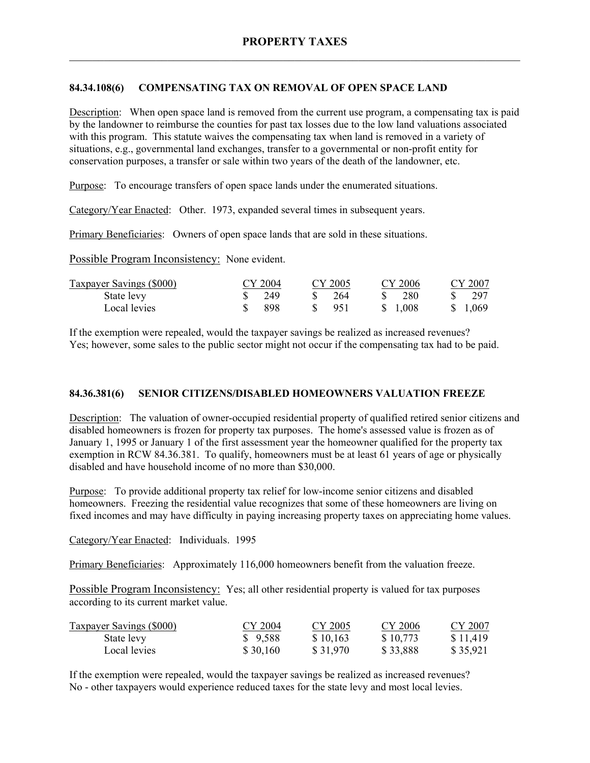# PROPERTY TAXES

## 84.34.108(6) COMPENSATING TAX ON REMOVAL OF OPEN SPACE LAND

Description: When open space land is removed from the current use program, a compensating tax is paid by the landowner to reimburse the counties for past tax losses due to the low land valuations associated with this program. This statute waives the compensating tax when land is removed in a variety of situations, e.g., governmental land exchanges, transfer to a governmental or non-profit entity for conservation purposes, a transfer or sale within two years of the death of the landowner, etc.

Purpose: To encourage transfers of open space lands under the enumerated situations.

Category/Year Enacted: Other. 1973, expanded several times in subsequent years.

Primary Beneficiaries: Owners of open space lands that are sold in these situations.

Possible Program Inconsistency: None evident.

| Taxpayer Savings ($000) | CY 2004 | CY 2005 | CY 2006 | CY 2007 |
|---|---|---|---|---|
| State levy | $ 249 | $ 264 | $ 280 | $ 297 |
| Local levies | $ 898 | $ 951 | $ 1,008 | $ 1,069 |

If the exemption were repealed, would the taxpayer savings be realized as increased revenues? Yes; however, some sales to the public sector might not occur if the compensating tax had to be paid.

## 84.36.381(6) SENIOR CITIZENS/DISABLED HOMEOWNERS VALUATION FREEZE

Description: The valuation of owner-occupied residential property of qualified retired senior citizens and disabled homeowners is frozen for property tax purposes. The home's assessed value is frozen as of January 1, 1995 or January 1 of the first assessment year the homeowner qualified for the property tax exemption in RCW 84.36.381. To qualify, homeowners must be at least 61 years of age or physically disabled and have household income of no more than $30,000.

Purpose: To provide additional property tax relief for low-income senior citizens and disabled homeowners. Freezing the residential value recognizes that some of these homeowners are living on fixed incomes and may have difficulty in paying increasing property taxes on appreciating home values.

Category/Year Enacted: Individuals. 1995

Primary Beneficiaries: Approximately 116,000 homeowners benefit from the valuation freeze.

Possible Program Inconsistency: Yes; all other residential property is valued for tax purposes according to its current market value.

| Taxpayer Savings ($000) | CY 2004 | CY 2005 | CY 2006 | CY 2007 |
|---|---|---|---|---|
| State levy | $ 9,588 | $ 10,163 | $ 10,773 | $ 11,419 |
| Local levies | $ 30,160 | $ 31,970 | $ 33,888 | $ 35,921 |

If the exemption were repealed, would the taxpayer savings be realized as increased revenues? No - other taxpayers would experience reduced taxes for the state levy and most local levies.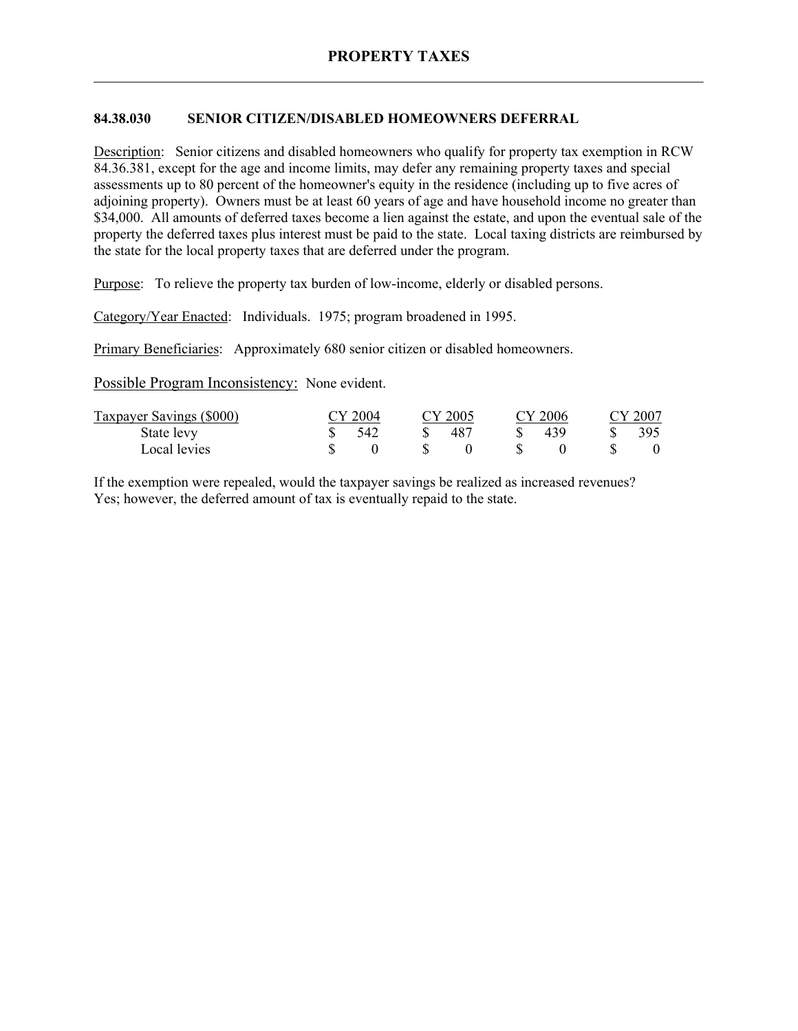## 84.38.030 SENIOR CITIZEN/DISABLED HOMEOWNERS DEFERRAL

Description: Senior citizens and disabled homeowners who qualify for property tax exemption in RCW 84.36.381, except for the age and income limits, may defer any remaining property taxes and special assessments up to 80 percent of the homeowner's equity in the residence (including up to five acres of adjoining property). Owners must be at least 60 years of age and have household income no greater than $34,000. All amounts of deferred taxes become a lien against the estate, and upon the eventual sale of the property the deferred taxes plus interest must be paid to the state. Local taxing districts are reimbursed by the state for the local property taxes that are deferred under the program.

Purpose: To relieve the property tax burden of low-income, elderly or disabled persons.

Category/Year Enacted: Individuals. 1975; program broadened in 1995.

Primary Beneficiaries: Approximately 680 senior citizen or disabled homeowners.

Possible Program Inconsistency: None evident.

| Taxpayer Savings ($000) | CY 2004 | CY 2005 | CY 2006 | CY 2007 |
|---|---|---|---|---|
| State levy | $ 542 | $ 487 | $ 439 | $ 395 |
| Local levies | $ 0 | $ 0 | $ 0 | $ 0 |

If the exemption were repealed, would the taxpayer savings be realized as increased revenues? Yes; however, the deferred amount of tax is eventually repaid to the state.